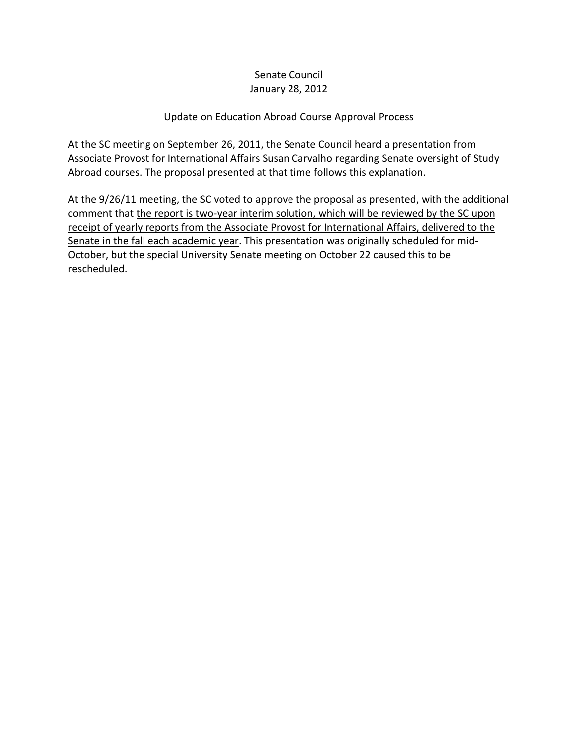Senate Council

January 28, 2012

Update on Education Abroad Course Approval Process

At the SC meeting on September 26, 2011, the Senate Council heard a presentation from Associate Provost for International Affairs Susan Carvalho regarding Senate oversight of Study Abroad courses. The proposal presented at that time follows this explanation.

At the 9/26/11 meeting, the SC voted to approve the proposal as presented, with the additional comment that <u>the report is two-year interim solution, which will be reviewed by the SC upon receipt of yearly reports from the Associate Provost for International Affairs, delivered to the Senate in the fall each academic year</u>. This presentation was originally scheduled for mid-October, but the special University Senate meeting on October 22 caused this to be rescheduled.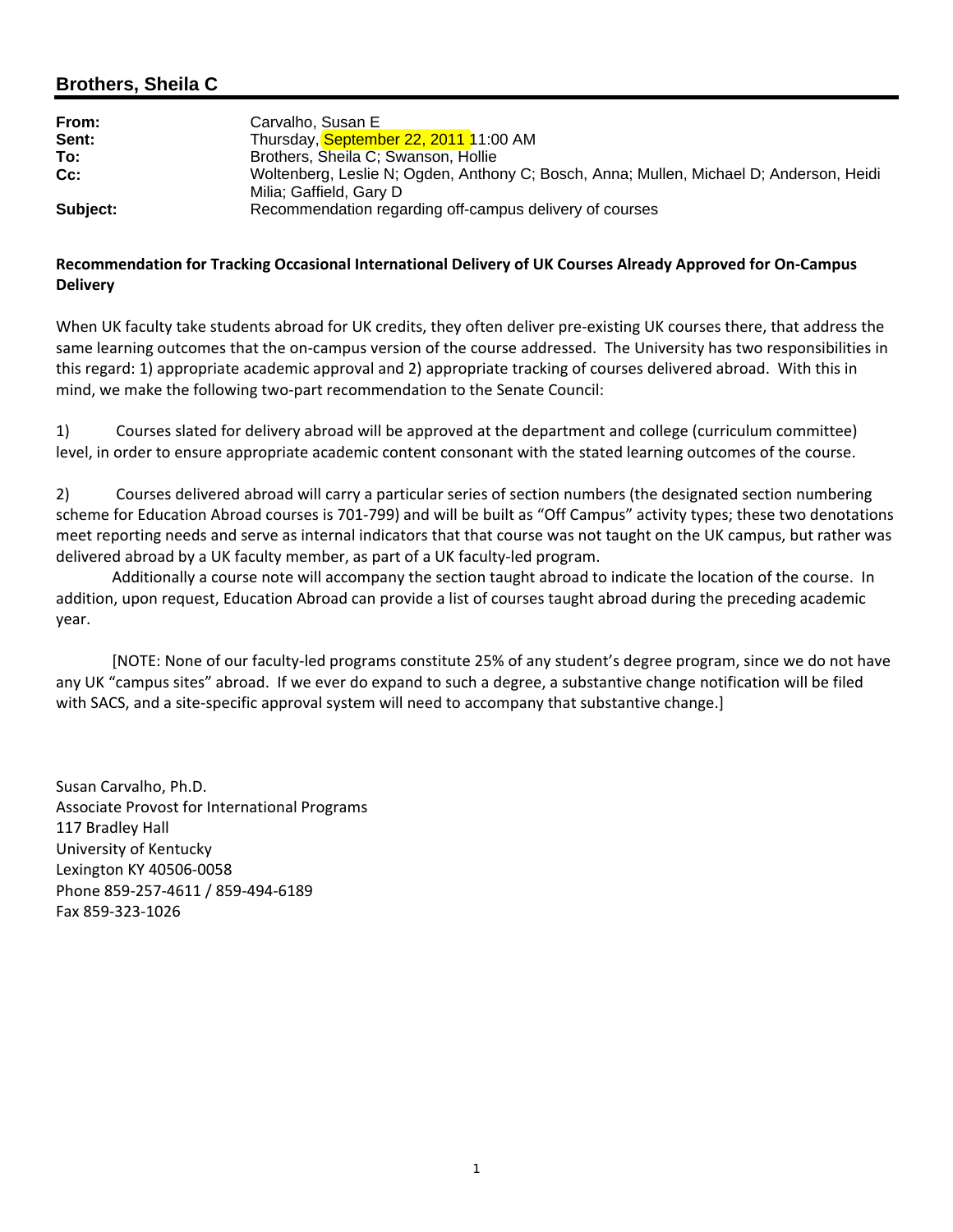## Brothers, Sheila C

| | |
|---|---|
| **From:** | Carvalho, Susan E |
| **Sent:** | Thursday, September 22, 2011 11:00 AM |
| **To:** | Brothers, Sheila C; Swanson, Hollie |
| **Cc:** | Woltenberg, Leslie N; Ogden, Anthony C; Bosch, Anna; Mullen, Michael D; Anderson, Heidi Milia; Gaffield, Gary D |
| **Subject:** | Recommendation regarding off-campus delivery of courses |

**Recommendation for Tracking Occasional International Delivery of UK Courses Already Approved for On-Campus Delivery**

When UK faculty take students abroad for UK credits, they often deliver pre-existing UK courses there, that address the same learning outcomes that the on-campus version of the course addressed. The University has two responsibilities in this regard: 1) appropriate academic approval and 2) appropriate tracking of courses delivered abroad. With this in mind, we make the following two-part recommendation to the Senate Council:

1) Courses slated for delivery abroad will be approved at the department and college (curriculum committee) level, in order to ensure appropriate academic content consonant with the stated learning outcomes of the course.

2) Courses delivered abroad will carry a particular series of section numbers (the designated section numbering scheme for Education Abroad courses is 701-799) and will be built as "Off Campus" activity types; these two denotations meet reporting needs and serve as internal indicators that that course was not taught on the UK campus, but rather was delivered abroad by a UK faculty member, as part of a UK faculty-led program.

Additionally a course note will accompany the section taught abroad to indicate the location of the course. In addition, upon request, Education Abroad can provide a list of courses taught abroad during the preceding academic year.

[NOTE: None of our faculty-led programs constitute 25% of any student's degree program, since we do not have any UK "campus sites" abroad. If we ever do expand to such a degree, a substantive change notification will be filed with SACS, and a site-specific approval system will need to accompany that substantive change.]

Susan Carvalho, Ph.D.
Associate Provost for International Programs
117 Bradley Hall
University of Kentucky
Lexington KY 40506-0058
Phone 859-257-4611 / 859-494-6189
Fax 859-323-1026